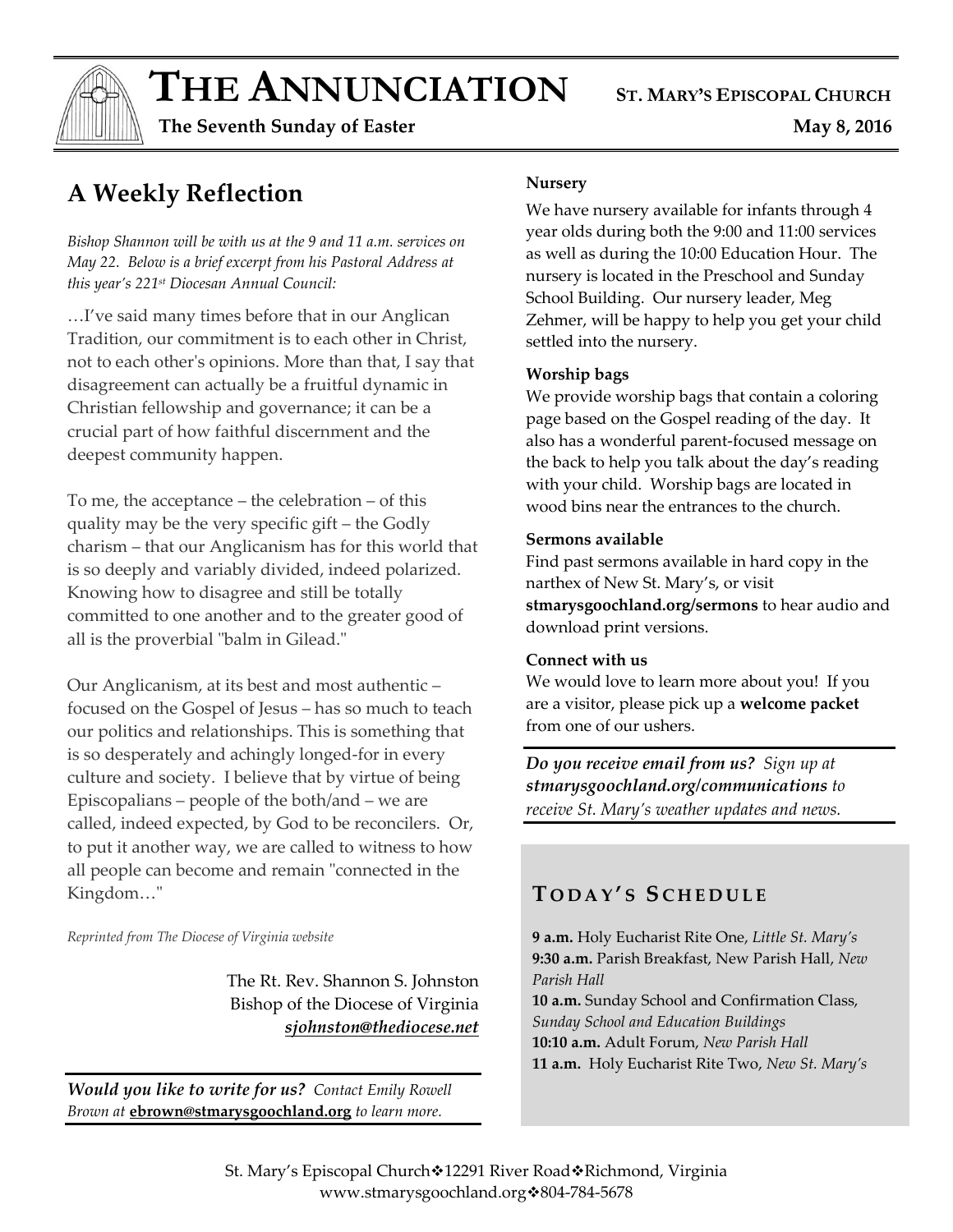# THE ANNUNCIATION

**ST. MARY'S EPISCOPAL CHURCH**

**The Seventh Sunday of Easter** **May 8, 2016**

## A Weekly Reflection

*Bishop Shannon will be with us at the 9 and 11 a.m. services on May 22. Below is a brief excerpt from his Pastoral Address at this year's 221st Diocesan Annual Council:*

…I've said many times before that in our Anglican Tradition, our commitment is to each other in Christ, not to each other's opinions. More than that, I say that disagreement can actually be a fruitful dynamic in Christian fellowship and governance; it can be a crucial part of how faithful discernment and the deepest community happen.

To me, the acceptance – the celebration – of this quality may be the very specific gift – the Godly charism – that our Anglicanism has for this world that is so deeply and variably divided, indeed polarized. Knowing how to disagree and still be totally committed to one another and to the greater good of all is the proverbial "balm in Gilead."

Our Anglicanism, at its best and most authentic – focused on the Gospel of Jesus – has so much to teach our politics and relationships. This is something that is so desperately and achingly longed-for in every culture and society. I believe that by virtue of being Episcopalians – people of the both/and – we are called, indeed expected, by God to be reconcilers. Or, to put it another way, we are called to witness to how all people can become and remain "connected in the Kingdom…"

*Reprinted from The Diocese of Virginia website*

The Rt. Rev. Shannon S. Johnston
Bishop of the Diocese of Virginia
***sjohnston@thediocese.net***

***Would you like to write for us?*** *Contact Emily Rowell Brown at* **ebrown@stmarysgoochland.org** *to learn more.*

**Nursery**

We have nursery available for infants through 4 year olds during both the 9:00 and 11:00 services as well as during the 10:00 Education Hour. The nursery is located in the Preschool and Sunday School Building. Our nursery leader, Meg Zehmer, will be happy to help you get your child settled into the nursery.

**Worship bags**

We provide worship bags that contain a coloring page based on the Gospel reading of the day. It also has a wonderful parent-focused message on the back to help you talk about the day's reading with your child. Worship bags are located in wood bins near the entrances to the church.

**Sermons available**

Find past sermons available in hard copy in the narthex of New St. Mary's, or visit **stmarysgoochland.org/sermons** to hear audio and download print versions.

**Connect with us**

We would love to learn more about you! If you are a visitor, please pick up a **welcome packet** from one of our ushers.

***Do you receive email from us?*** *Sign up at* ***stmarysgoochland.org/communications*** *to receive St. Mary's weather updates and news.*

## TODAY'S SCHEDULE

**9 a.m.** Holy Eucharist Rite One, *Little St. Mary's*
**9:30 a.m.** Parish Breakfast, New Parish Hall, *New Parish Hall*
**10 a.m.** Sunday School and Confirmation Class, *Sunday School and Education Buildings*
**10:10 a.m.** Adult Forum, *New Parish Hall*
**11 a.m.** Holy Eucharist Rite Two, *New St. Mary's*

St. Mary's Episcopal Church❖12291 River Road❖Richmond, Virginia
www.stmarysgoochland.org❖804-784-5678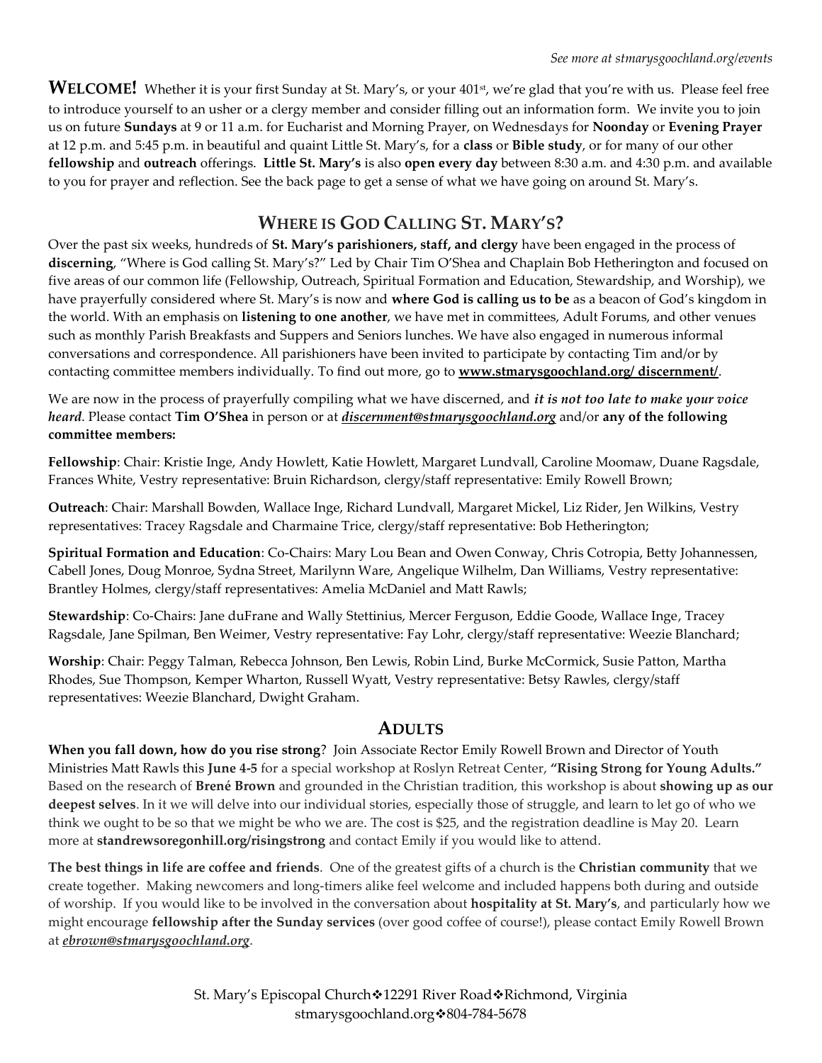*See more at stmarysgoochland.org/events*

**WELCOME!** Whether it is your first Sunday at St. Mary's, or your 401st, we're glad that you're with us. Please feel free to introduce yourself to an usher or a clergy member and consider filling out an information form. We invite you to join us on future **Sundays** at 9 or 11 a.m. for Eucharist and Morning Prayer, on Wednesdays for **Noonday** or **Evening Prayer** at 12 p.m. and 5:45 p.m. in beautiful and quaint Little St. Mary's, for a **class** or **Bible study**, or for many of our other **fellowship** and **outreach** offerings. **Little St. Mary's** is also **open every day** between 8:30 a.m. and 4:30 p.m. and available to you for prayer and reflection. See the back page to get a sense of what we have going on around St. Mary's.

## WHERE IS GOD CALLING ST. MARY'S?

Over the past six weeks, hundreds of **St. Mary's parishioners, staff, and clergy** have been engaged in the process of **discerning**, "Where is God calling St. Mary's?" Led by Chair Tim O'Shea and Chaplain Bob Hetherington and focused on five areas of our common life (Fellowship, Outreach, Spiritual Formation and Education, Stewardship, and Worship), we have prayerfully considered where St. Mary's is now and **where God is calling us to be** as a beacon of God's kingdom in the world. With an emphasis on **listening to one another**, we have met in committees, Adult Forums, and other venues such as monthly Parish Breakfasts and Suppers and Seniors lunches. We have also engaged in numerous informal conversations and correspondence. All parishioners have been invited to participate by contacting Tim and/or by contacting committee members individually. To find out more, go to **www.stmarysgoochland.org/ discernment/**.

We are now in the process of prayerfully compiling what we have discerned, and ***it is not too late to make your voice heard***. Please contact **Tim O'Shea** in person or at ***discernment@stmarysgoochland.org*** and/or **any of the following committee members:**

**Fellowship**: Chair: Kristie Inge, Andy Howlett, Katie Howlett, Margaret Lundvall, Caroline Moomaw, Duane Ragsdale, Frances White, Vestry representative: Bruin Richardson, clergy/staff representative: Emily Rowell Brown;

**Outreach**: Chair: Marshall Bowden, Wallace Inge, Richard Lundvall, Margaret Mickel, Liz Rider, Jen Wilkins, Vestry representatives: Tracey Ragsdale and Charmaine Trice, clergy/staff representative: Bob Hetherington;

**Spiritual Formation and Education**: Co-Chairs: Mary Lou Bean and Owen Conway, Chris Cotropia, Betty Johannessen, Cabell Jones, Doug Monroe, Sydna Street, Marilynn Ware, Angelique Wilhelm, Dan Williams, Vestry representative: Brantley Holmes, clergy/staff representatives: Amelia McDaniel and Matt Rawls;

**Stewardship**: Co-Chairs: Jane duFrane and Wally Stettinius, Mercer Ferguson, Eddie Goode, Wallace Inge, Tracey Ragsdale, Jane Spilman, Ben Weimer, Vestry representative: Fay Lohr, clergy/staff representative: Weezie Blanchard;

**Worship**: Chair: Peggy Talman, Rebecca Johnson, Ben Lewis, Robin Lind, Burke McCormick, Susie Patton, Martha Rhodes, Sue Thompson, Kemper Wharton, Russell Wyatt, Vestry representative: Betsy Rawles, clergy/staff representatives: Weezie Blanchard, Dwight Graham.

## ADULTS

**When you fall down, how do you rise strong**? Join Associate Rector Emily Rowell Brown and Director of Youth Ministries Matt Rawls this **June 4-5** for a special workshop at Roslyn Retreat Center, **"Rising Strong for Young Adults."** Based on the research of **Brené Brown** and grounded in the Christian tradition, this workshop is about **showing up as our deepest selves**. In it we will delve into our individual stories, especially those of struggle, and learn to let go of who we think we ought to be so that we might be who we are. The cost is $25, and the registration deadline is May 20. Learn more at **standrewsoregonhill.org/risingstrong** and contact Emily if you would like to attend.

**The best things in life are coffee and friends**. One of the greatest gifts of a church is the **Christian community** that we create together. Making newcomers and long-timers alike feel welcome and included happens both during and outside of worship. If you would like to be involved in the conversation about **hospitality at St. Mary's**, and particularly how we might encourage **fellowship after the Sunday services** (over good coffee of course!), please contact Emily Rowell Brown at ***ebrown@stmarysgoochland.org***.

St. Mary's Episcopal Church❖12291 River Road❖Richmond, Virginia
stmarysgoochland.org❖804-784-5678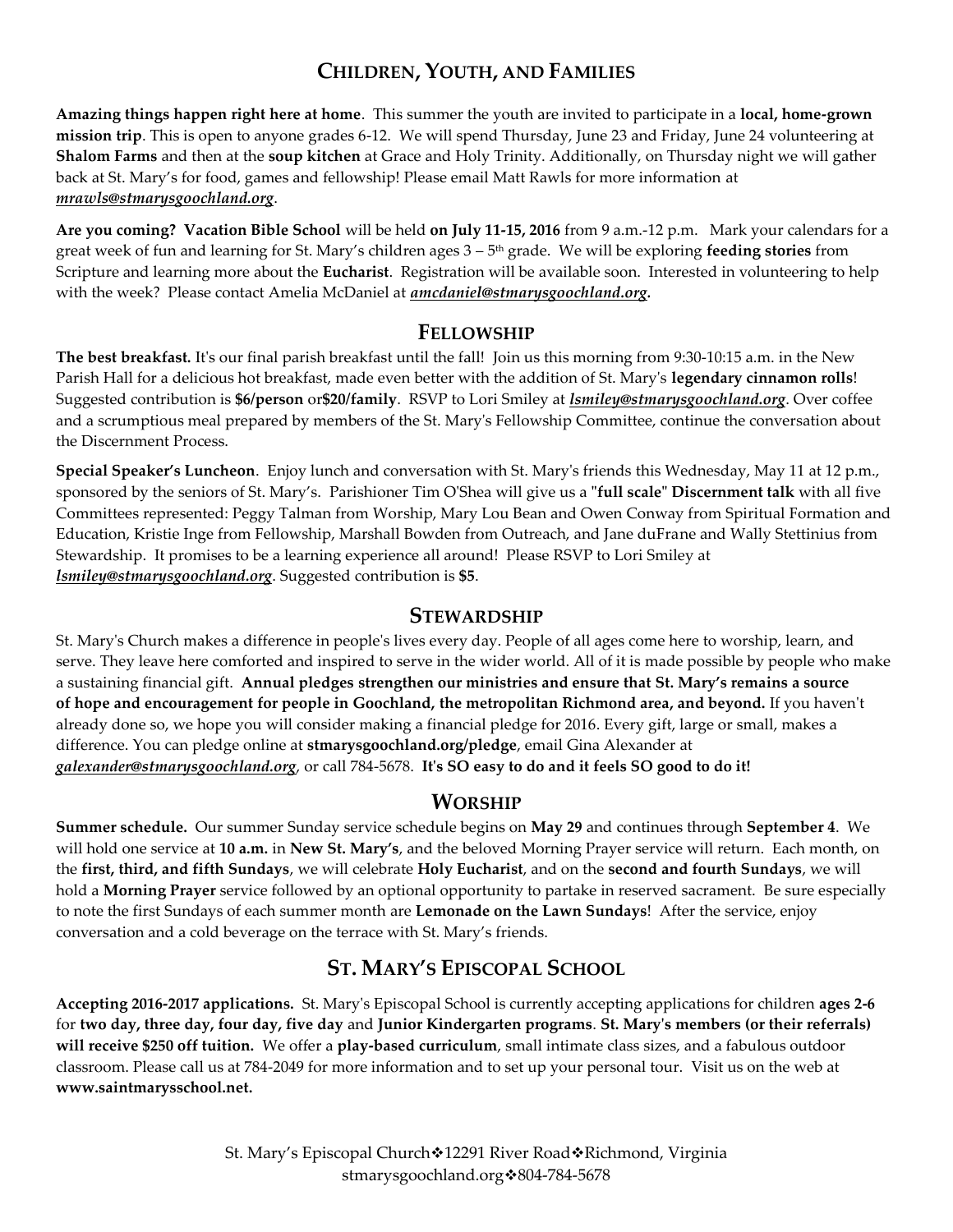## Children, Youth, and Families

**Amazing things happen right here at home**. This summer the youth are invited to participate in a **local, home-grown mission trip**. This is open to anyone grades 6-12. We will spend Thursday, June 23 and Friday, June 24 volunteering at **Shalom Farms** and then at the **soup kitchen** at Grace and Holy Trinity. Additionally, on Thursday night we will gather back at St. Mary's for food, games and fellowship! Please email Matt Rawls for more information at ***mrawls@stmarysgoochland.org***.

**Are you coming? Vacation Bible School** will be held **on July 11-15, 2016** from 9 a.m.-12 p.m. Mark your calendars for a great week of fun and learning for St. Mary's children ages 3 – 5th grade. We will be exploring **feeding stories** from Scripture and learning more about the **Eucharist**. Registration will be available soon. Interested in volunteering to help with the week? Please contact Amelia McDaniel at ***amcdaniel@stmarysgoochland.org.***

## Fellowship

**The best breakfast.** It's our final parish breakfast until the fall! Join us this morning from 9:30-10:15 a.m. in the New Parish Hall for a delicious hot breakfast, made even better with the addition of St. Mary's **legendary cinnamon rolls**! Suggested contribution is **$6/person** or**$20/family**. RSVP to Lori Smiley at ***lsmiley@stmarysgoochland.org***. Over coffee and a scrumptious meal prepared by members of the St. Mary's Fellowship Committee, continue the conversation about the Discernment Process.

**Special Speaker's Luncheon**. Enjoy lunch and conversation with St. Mary's friends this Wednesday, May 11 at 12 p.m., sponsored by the seniors of St. Mary's. Parishioner Tim O'Shea will give us a **"full scale" Discernment talk** with all five Committees represented: Peggy Talman from Worship, Mary Lou Bean and Owen Conway from Spiritual Formation and Education, Kristie Inge from Fellowship, Marshall Bowden from Outreach, and Jane duFrane and Wally Stettinius from Stewardship. It promises to be a learning experience all around! Please RSVP to Lori Smiley at ***lsmiley@stmarysgoochland.org***. Suggested contribution is **$5**.

## Stewardship

St. Mary's Church makes a difference in people's lives every day. People of all ages come here to worship, learn, and serve. They leave here comforted and inspired to serve in the wider world. All of it is made possible by people who make a sustaining financial gift. **Annual pledges strengthen our ministries and ensure that St. Mary's remains a source of hope and encouragement for people in Goochland, the metropolitan Richmond area, and beyond.** If you haven't already done so, we hope you will consider making a financial pledge for 2016. Every gift, large or small, makes a difference. You can pledge online at **stmarysgoochland.org/pledge**, email Gina Alexander at ***galexander@stmarysgoochland.org***, or call 784-5678. **It's SO easy to do and it feels SO good to do it!**

## Worship

**Summer schedule.** Our summer Sunday service schedule begins on **May 29** and continues through **September 4**. We will hold one service at **10 a.m.** in **New St. Mary's**, and the beloved Morning Prayer service will return. Each month, on the **first, third, and fifth Sundays**, we will celebrate **Holy Eucharist**, and on the **second and fourth Sundays**, we will hold a **Morning Prayer** service followed by an optional opportunity to partake in reserved sacrament. Be sure especially to note the first Sundays of each summer month are **Lemonade on the Lawn Sundays**! After the service, enjoy conversation and a cold beverage on the terrace with St. Mary's friends.

## St. Mary's Episcopal School

**Accepting 2016-2017 applications.** St. Mary's Episcopal School is currently accepting applications for children **ages 2-6** for **two day, three day, four day, five day** and **Junior Kindergarten programs**. **St. Mary's members (or their referrals) will receive $250 off tuition.** We offer a **play-based curriculum**, small intimate class sizes, and a fabulous outdoor classroom. Please call us at 784-2049 for more information and to set up your personal tour. Visit us on the web at **www.saintmarysschool.net.**

St. Mary's Episcopal Church❖12291 River Road❖Richmond, Virginia
stmarysgoochland.org❖804-784-5678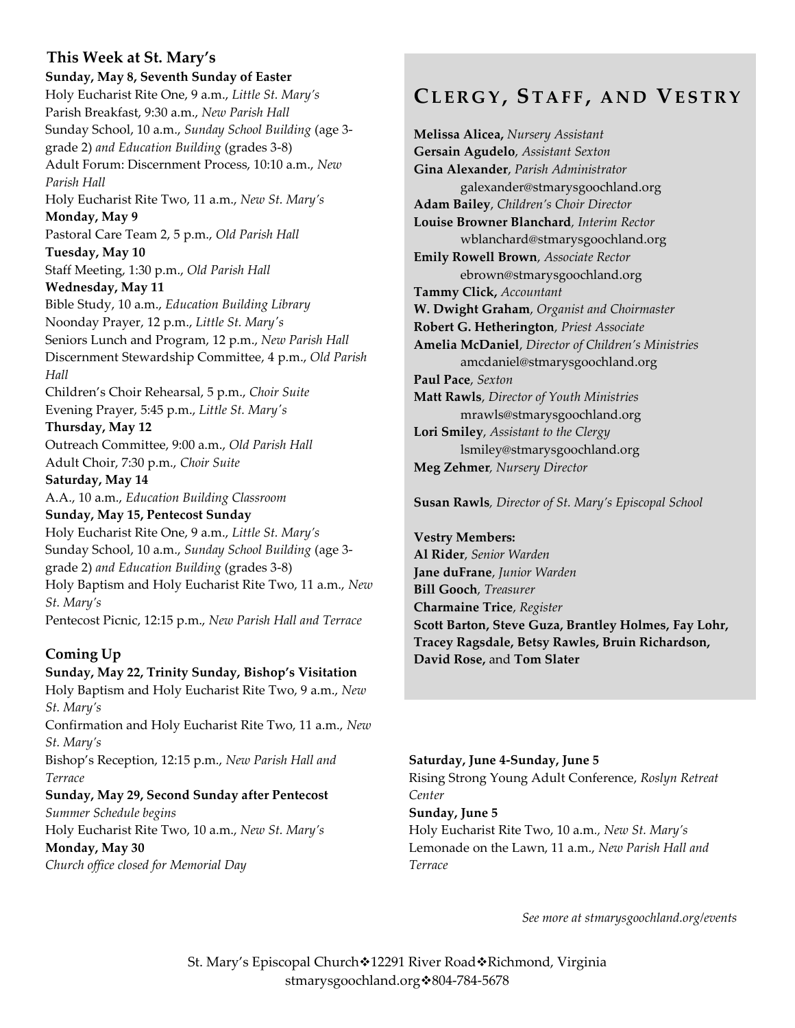## This Week at St. Mary's

**Sunday, May 8, Seventh Sunday of Easter**
Holy Eucharist Rite One, 9 a.m., *Little St. Mary's*
Parish Breakfast, 9:30 a.m., *New Parish Hall*
Sunday School, 10 a.m., *Sunday School Building* (age 3-grade 2) *and Education Building* (grades 3-8)
Adult Forum: Discernment Process, 10:10 a.m., *New Parish Hall*
Holy Eucharist Rite Two, 11 a.m., *New St. Mary's*

**Monday, May 9**
Pastoral Care Team 2, 5 p.m., *Old Parish Hall*

**Tuesday, May 10**
Staff Meeting, 1:30 p.m., *Old Parish Hall*

**Wednesday, May 11**
Bible Study, 10 a.m., *Education Building Library*
Noonday Prayer, 12 p.m., *Little St. Mary's*
Seniors Lunch and Program, 12 p.m., *New Parish Hall*
Discernment Stewardship Committee, 4 p.m., *Old Parish Hall*
Children's Choir Rehearsal, 5 p.m., *Choir Suite*
Evening Prayer, 5:45 p.m., *Little St. Mary's*

**Thursday, May 12**
Outreach Committee, 9:00 a.m., *Old Parish Hall*
Adult Choir, 7:30 p.m., *Choir Suite*

**Saturday, May 14**
A.A., 10 a.m., *Education Building Classroom*

**Sunday, May 15, Pentecost Sunday**
Holy Eucharist Rite One, 9 a.m., *Little St. Mary's*
Sunday School, 10 a.m., *Sunday School Building* (age 3-grade 2) *and Education Building* (grades 3-8)
Holy Baptism and Holy Eucharist Rite Two, 11 a.m., *New St. Mary's*
Pentecost Picnic, 12:15 p.m., *New Parish Hall and Terrace*

## Coming Up

**Sunday, May 22, Trinity Sunday, Bishop's Visitation**
Holy Baptism and Holy Eucharist Rite Two, 9 a.m., *New St. Mary's*
Confirmation and Holy Eucharist Rite Two, 11 a.m., *New St. Mary's*
Bishop's Reception, 12:15 p.m., *New Parish Hall and Terrace*

**Sunday, May 29, Second Sunday after Pentecost**
*Summer Schedule begins*
Holy Eucharist Rite Two, 10 a.m., *New St. Mary's*

**Monday, May 30**
*Church office closed for Memorial Day*

**Saturday, June 4-Sunday, June 5**
Rising Strong Young Adult Conference, *Roslyn Retreat Center*

**Sunday, June 5**
Holy Eucharist Rite Two, 10 a.m., *New St. Mary's*
Lemonade on the Lawn, 11 a.m., *New Parish Hall and Terrace*

*See more at stmarysgoochland.org/events*

## Clergy, Staff, and Vestry

**Melissa Alicea,** *Nursery Assistant*
**Gersain Agudelo**, *Assistant Sexton*
**Gina Alexander**, *Parish Administrator*
galexander@stmarysgoochland.org
**Adam Bailey**, *Children's Choir Director*
**Louise Browner Blanchard**, *Interim Rector*
wblanchard@stmarysgoochland.org
**Emily Rowell Brown**, *Associate Rector*
ebrown@stmarysgoochland.org
**Tammy Click,** *Accountant*
**W. Dwight Graham**, *Organist and Choirmaster*
**Robert G. Hetherington**, *Priest Associate*
**Amelia McDaniel**, *Director of Children's Ministries*
amcdaniel@stmarysgoochland.org
**Paul Pace**, *Sexton*
**Matt Rawls**, *Director of Youth Ministries*
mrawls@stmarysgoochland.org
**Lori Smiley**, *Assistant to the Clergy*
lsmiley@stmarysgoochland.org
**Meg Zehmer**, *Nursery Director*

**Susan Rawls**, *Director of St. Mary's Episcopal School*

**Vestry Members:**
**Al Rider**, *Senior Warden*
**Jane duFrane**, *Junior Warden*
**Bill Gooch**, *Treasurer*
**Charmaine Trice**, *Register*
**Scott Barton, Steve Guza, Brantley Holmes, Fay Lohr, Tracey Ragsdale, Betsy Rawles, Bruin Richardson, David Rose,** and **Tom Slater**

St. Mary's Episcopal Church❖12291 River Road❖Richmond, Virginia
stmarysgoochland.org❖804-784-5678